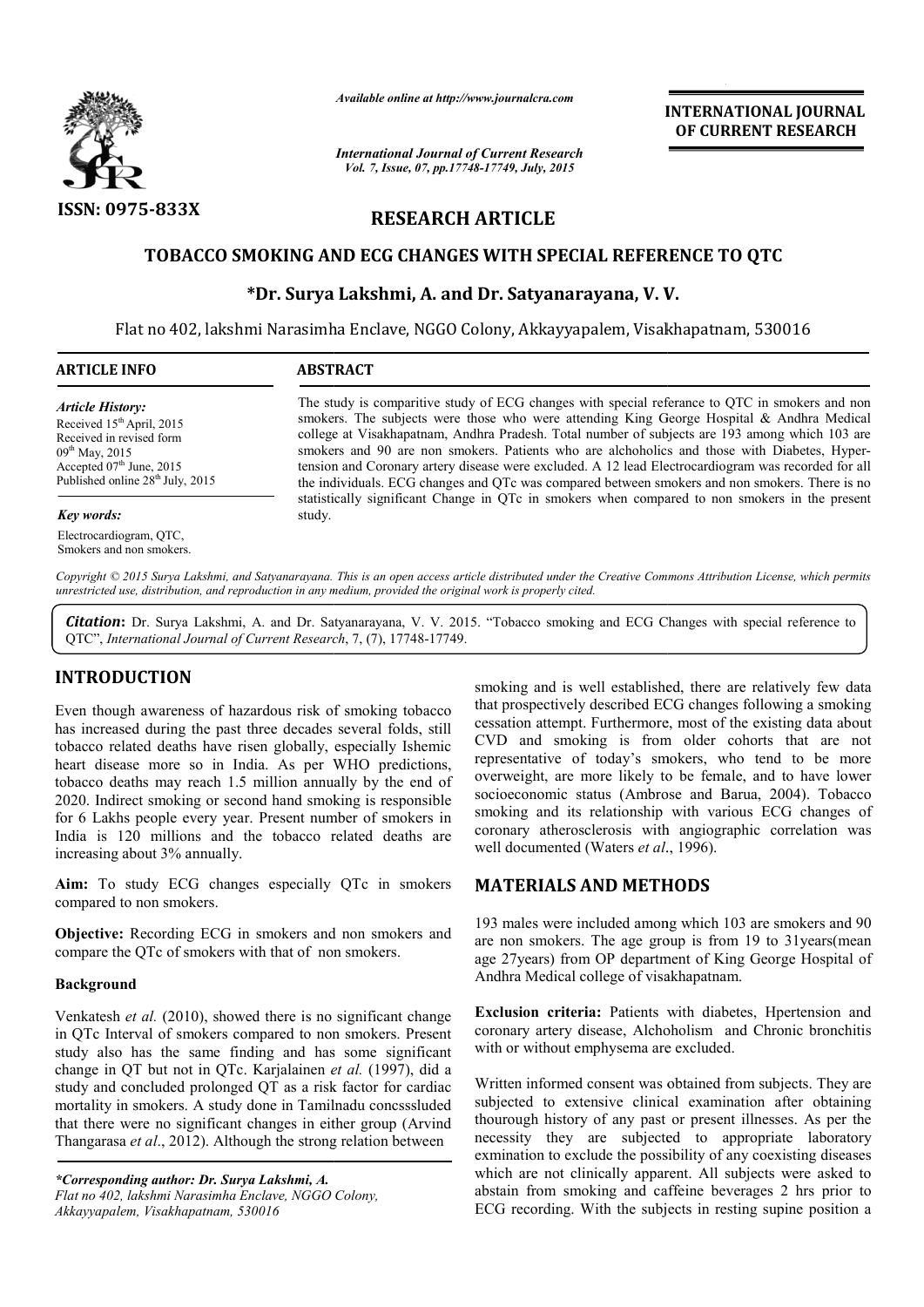*Available online at http://www.journalcra.com*

*International Journal of Current Research*
*Vol. 7, Issue, 07, pp.17748-17749, July, 2015*

**INTERNATIONAL JOURNAL OF CURRENT RESEARCH**

**ISSN: 0975-833X**

# RESEARCH ARTICLE

## TOBACCO SMOKING AND ECG CHANGES WITH SPECIAL REFERENCE TO QTC

**\*Dr. Surya Lakshmi, A. and Dr. Satyanarayana, V. V.**

Flat no 402, lakshmi Narasimha Enclave, NGGO Colony, Akkayyapalem, Visakhapatnam, 530016

**ARTICLE INFO**

*Article History:*
Received 15th April, 2015
Received in revised form
09th May, 2015
Accepted 07th June, 2015
Published online 28th July, 2015

*Key words:*
Electrocardiogram, QTC,
Smokers and non smokers.

**ABSTRACT**

The study is comparitive study of ECG changes with special referance to QTC in smokers and non smokers. The subjects were those who were attending King George Hospital & Andhra Medical college at Visakhapatnam, Andhra Pradesh. Total number of subjects are 193 among which 103 are smokers and 90 are non smokers. Patients who are alchoholics and those with Diabetes, Hypertension and Coronary artery disease were excluded. A 12 lead Electrocardiogram was recorded for all the individuals. ECG changes and QTc was compared between smokers and non smokers. There is no statistically significant Change in QTc in smokers when compared to non smokers in the present study.

*Copyright © 2015 Surya Lakshmi, and Satyanarayana. This is an open access article distributed under the Creative Commons Attribution License, which permits unrestricted use, distribution, and reproduction in any medium, provided the original work is properly cited.*

***Citation*: Dr. Surya Lakshmi, A. and Dr. Satyanarayana, V. V. 2015. "Tobacco smoking and ECG Changes with special reference to QTC", *International Journal of Current Research*, 7, (7), 17748-17749.**

## INTRODUCTION

Even though awareness of hazardous risk of smoking tobacco has increased during the past three decades several folds, still tobacco related deaths have risen globally, especially Ishemic heart disease more so in India. As per WHO predictions, tobacco deaths may reach 1.5 million annually by the end of 2020. Indirect smoking or second hand smoking is responsible for 6 Lakhs people every year. Present number of smokers in India is 120 millions and the tobacco related deaths are increasing about 3% annually.

**Aim:** To study ECG changes especially QTc in smokers compared to non smokers.

**Objective:** Recording ECG in smokers and non smokers and compare the QTc of smokers with that of non smokers.

### Background

Venkatesh *et al.* (2010), showed there is no significant change in QTc Interval of smokers compared to non smokers. Present study also has the same finding and has some significant change in QT but not in QTc. Karjalainen *et al.* (1997), did a study and concluded prolonged QT as a risk factor for cardiac mortality in smokers. A study done in Tamilnadu concsssluded that there were no significant changes in either group (Arvind Thangarasa *et al*., 2012). Although the strong relation between smoking and is well established, there are relatively few data that prospectively described ECG changes following a smoking cessation attempt. Furthermore, most of the existing data about CVD and smoking is from older cohorts that are not representative of today's smokers, who tend to be more overweight, are more likely to be female, and to have lower socioeconomic status (Ambrose and Barua, 2004). Tobacco smoking and its relationship with various ECG changes of coronary atherosclerosis with angiographic correlation was well documented (Waters *et al*., 1996).

## MATERIALS AND METHODS

193 males were included among which 103 are smokers and 90 are non smokers. The age group is from 19 to 31years(mean age 27years) from OP department of King George Hospital of Andhra Medical college of visakhapatnam.

**Exclusion criteria:** Patients with diabetes, Hpertension and coronary artery disease, Alchoholism and Chronic bronchitis with or without emphysema are excluded.

Written informed consent was obtained from subjects. They are subjected to extensive clinical examination after obtaining thourough history of any past or present illnesses. As per the necessity they are subjected to appropriate laboratory exmination to exclude the possibility of any coexisting diseases which are not clinically apparent. All subjects were asked to abstain from smoking and caffeine beverages 2 hrs prior to ECG recording. With the subjects in resting supine position a

*\*Corresponding author: Dr. Surya Lakshmi, A.*
*Flat no 402, lakshmi Narasimha Enclave, NGGO Colony, Akkayyapalem, Visakhapatnam, 530016*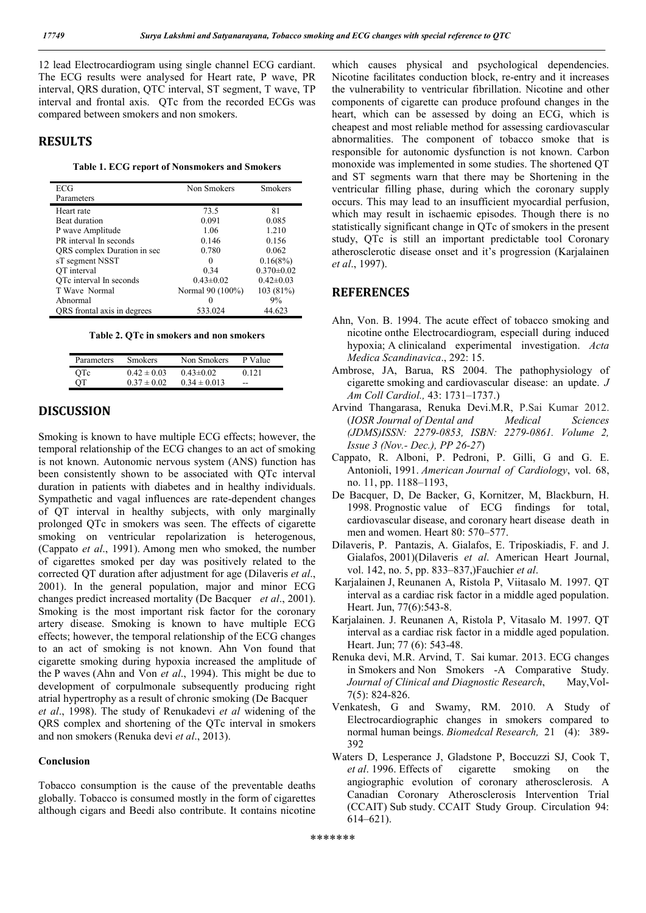12 lead Electrocardiogram using single channel ECG cardiant. The ECG results were analysed for Heart rate, P wave, PR interval, QRS duration, QTC interval, ST segment, T wave, TP interval and frontal axis. QTc from the recorded ECGs was compared between smokers and non smokers.

## RESULTS

**Table 1. ECG report of Nonsmokers and Smokers**

| ECG Parameters | Non Smokers | Smokers |
|---|---|---|
| Heart rate | 73.5 | 81 |
| Beat duration | 0.091 | 0.085 |
| P wave Amplitude | 1.06 | 1.210 |
| PR interval In seconds | 0.146 | 0.156 |
| QRS complex Duration in sec | 0.780 | 0.062 |
| sT segment NSST | 0 | 0.16(8%) |
| QT interval | 0.34 | 0.370±0.02 |
| QTc interval In seconds | 0.43±0.02 | 0.42±0.03 |
| T Wave Normal | Normal 90 (100%) | 103 (81%) |
| Abnormal | 0 | 9% |
| QRS frontal axis in degrees | 533.024 | 44.623 |

**Table 2. QTc in smokers and non smokers**

| Parameters | Smokers | Non Smokers | P Value |
|---|---|---|---|
| QTc | 0.42 ± 0.03 | 0.43±0.02 | 0.121 |
| QT | 0.37 ± 0.02 | 0.34 ± 0.013 | -- |

## DISCUSSION

Smoking is known to have multiple ECG effects; however, the temporal relationship of the ECG changes to an act of smoking is not known. Autonomic nervous system (ANS) function has been consistently shown to be associated with QTc interval duration in patients with diabetes and in healthy individuals. Sympathetic and vagal influences are rate-dependent changes of QT interval in healthy subjects, with only marginally prolonged QTc in smokers was seen. The effects of cigarette smoking on ventricular repolarization is heterogenous, (Cappato *et al*., 1991). Among men who smoked, the number of cigarettes smoked per day was positively related to the corrected QT duration after adjustment for age (Dilaveris *et al*., 2001). In the general population, major and minor ECG changes predict increased mortality (De Bacquer *et al*., 2001). Smoking is the most important risk factor for the coronary artery disease. Smoking is known to have multiple ECG effects; however, the temporal relationship of the ECG changes to an act of smoking is not known. Ahn Von found that cigarette smoking during hypoxia increased the amplitude of the P waves (Ahn and Von *et al*., 1994). This might be due to development of corpulmonale subsequently producing right atrial hypertrophy as a result of chronic smoking (De Bacquer *et al*., 1998). The study of Renukadevi *et al* widening of the QRS complex and shortening of the QTc interval in smokers and non smokers (Renuka devi *et al*., 2013).

### Conclusion

Tobacco consumption is the cause of the preventable deaths globally. Tobacco is consumed mostly in the form of cigarettes although cigars and Beedi also contribute. It contains nicotine which causes physical and psychological dependencies. Nicotine facilitates conduction block, re-entry and it increases the vulnerability to ventricular fibrillation. Nicotine and other components of cigarette can produce profound changes in the heart, which can be assessed by doing an ECG, which is cheapest and most reliable method for assessing cardiovascular abnormalities. The component of tobacco smoke that is responsible for autonomic dysfunction is not known. Carbon monoxide was implemented in some studies. The shortened QT and ST segments warn that there may be Shortening in the ventricular filling phase, during which the coronary supply occurs. This may lead to an insufficient myocardial perfusion, which may result in ischaemic episodes. Though there is no statistically significant change in QTc of smokers in the present study, QTc is still an important predictable tool Coronary atherosclerotic disease onset and it's progression (Karjalainen *et al*., 1997).

## REFERENCES

- Ahn, Von. B. 1994. The acute effect of tobacco smoking and nicotine onthe Electrocardiogram, especiall during induced hypoxia; A clinicaland experimental investigation. *Acta Medica Scandinavica*., 292: 15.
- Ambrose, JA, Barua, RS 2004. The pathophysiology of cigarette smoking and cardiovascular disease: an update. *J Am Coll Cardiol.,* 43: 1731–1737.)
- Arvind Thangarasa, Renuka Devi.M.R, P.Sai Kumar 2012. (*IOSR Journal of Dental and Medical Sciences (JDMS)ISSN: 2279-0853, ISBN: 2279-0861. Volume 2, Issue 3 (Nov.- Dec.), PP 26-27*)
- Cappato, R. Alboni, P. Pedroni, P. Gilli, G and G. E. Antonioli, 1991. *American Journal of Cardiology*, vol. 68, no. 11, pp. 1188–1193,
- De Bacquer, D, De Backer, G, Kornitzer, M, Blackburn, H. 1998. Prognostic value of ECG findings for total, cardiovascular disease, and coronary heart disease death in men and women. Heart 80: 570–577.
- Dilaveris, P. Pantazis, A. Gialafos, E. Triposkiadis, F. and J. Gialafos, 2001)(Dilaveris *et al*. American Heart Journal, vol. 142, no. 5, pp. 833–837,)Fauchier *et al*.
- Karjalainen J, Reunanen A, Ristola P, Viitasalo M. 1997. QT interval as a cardiac risk factor in a middle aged population. Heart. Jun, 77(6):543-8.
- Karjalainen. J. Reunanen A, Ristola P, Vitasalo M. 1997. QT interval as a cardiac risk factor in a middle aged population. Heart. Jun; 77 (6): 543-48.
- Renuka devi, M.R. Arvind, T. Sai kumar. 2013. ECG changes in Smokers and Non Smokers -A Comparative Study. *Journal of Clinical and Diagnostic Research*, May,Vol-7(5): 824-826.
- Venkatesh, G and Swamy, RM. 2010. A Study of Electrocardiographic changes in smokers compared to normal human beings. *Biomedcal Research,* 21 (4): 389-392
- Waters D, Lesperance J, Gladstone P, Boccuzzi SJ, Cook T, *et al*. 1996. Effects of cigarette smoking on the angiographic evolution of coronary atherosclerosis. A Canadian Coronary Atherosclerosis Intervention Trial (CCAIT) Sub study. CCAIT Study Group. Circulation 94: 614–621).

\*\*\*\*\*\*\*